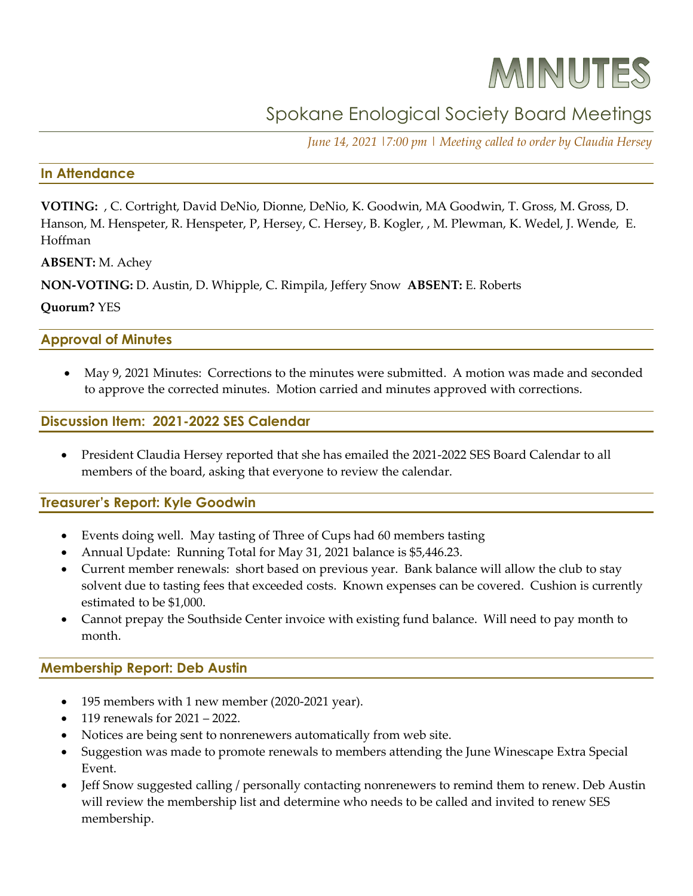# MINUTES

## Spokane Enological Society Board Meetings

*June 14, 2021 |7:00 pm | Meeting called to order by Claudia Hersey*

### In Attendance

**VOTING:** , C. Cortright, David DeNio, Dionne, DeNio, K. Goodwin, MA Goodwin, T. Gross, M. Gross, D. Hanson, M. Henspeter, R. Henspeter, P, Hersey, C. Hersey, B. Kogler, , M. Plewman, K. Wedel, J. Wende, E. Hoffman

**ABSENT:** M. Achey

**NON-VOTING:** D. Austin, D. Whipple, C. Rimpila, Jeffery Snow **ABSENT:** E. Roberts

**Quorum?** YES

### Approval of Minutes

- May 9, 2021 Minutes: Corrections to the minutes were submitted. A motion was made and seconded to approve the corrected minutes. Motion carried and minutes approved with corrections.

### Discussion Item: 2021-2022 SES Calendar

- President Claudia Hersey reported that she has emailed the 2021-2022 SES Board Calendar to all members of the board, asking that everyone to review the calendar.

### Treasurer's Report: Kyle Goodwin

- Events doing well. May tasting of Three of Cups had 60 members tasting
- Annual Update: Running Total for May 31, 2021 balance is $5,446.23.
- Current member renewals: short based on previous year. Bank balance will allow the club to stay solvent due to tasting fees that exceeded costs. Known expenses can be covered. Cushion is currently estimated to be $1,000.
- Cannot prepay the Southside Center invoice with existing fund balance. Will need to pay month to month.

### Membership Report: Deb Austin

- 195 members with 1 new member (2020-2021 year).
- 119 renewals for 2021 – 2022.
- Notices are being sent to nonrenewers automatically from web site.
- Suggestion was made to promote renewals to members attending the June Winescape Extra Special Event.
- Jeff Snow suggested calling / personally contacting nonrenewers to remind them to renew. Deb Austin will review the membership list and determine who needs to be called and invited to renew SES membership.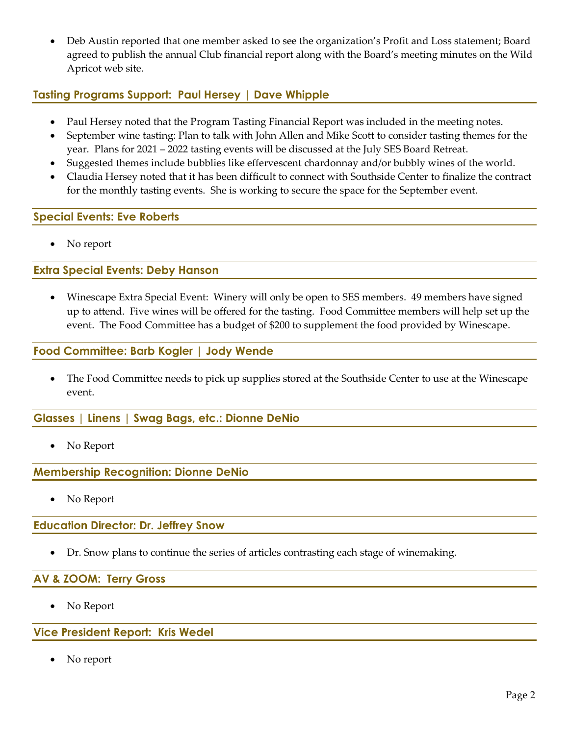- Deb Austin reported that one member asked to see the organization's Profit and Loss statement; Board agreed to publish the annual Club financial report along with the Board's meeting minutes on the Wild Apricot web site.

## Tasting Programs Support: Paul Hersey | Dave Whipple

- Paul Hersey noted that the Program Tasting Financial Report was included in the meeting notes.
- September wine tasting: Plan to talk with John Allen and Mike Scott to consider tasting themes for the year. Plans for 2021 – 2022 tasting events will be discussed at the July SES Board Retreat.
- Suggested themes include bubblies like effervescent chardonnay and/or bubbly wines of the world.
- Claudia Hersey noted that it has been difficult to connect with Southside Center to finalize the contract for the monthly tasting events. She is working to secure the space for the September event.

## Special Events: Eve Roberts

- No report

## Extra Special Events: Deby Hanson

- Winescape Extra Special Event: Winery will only be open to SES members. 49 members have signed up to attend. Five wines will be offered for the tasting. Food Committee members will help set up the event. The Food Committee has a budget of $200 to supplement the food provided by Winescape.

## Food Committee: Barb Kogler | Jody Wende

- The Food Committee needs to pick up supplies stored at the Southside Center to use at the Winescape event.

## Glasses | Linens | Swag Bags, etc.: Dionne DeNio

- No Report

## Membership Recognition: Dionne DeNio

- No Report

## Education Director: Dr. Jeffrey Snow

- Dr. Snow plans to continue the series of articles contrasting each stage of winemaking.

## AV & ZOOM: Terry Gross

- No Report

## Vice President Report: Kris Wedel

- No report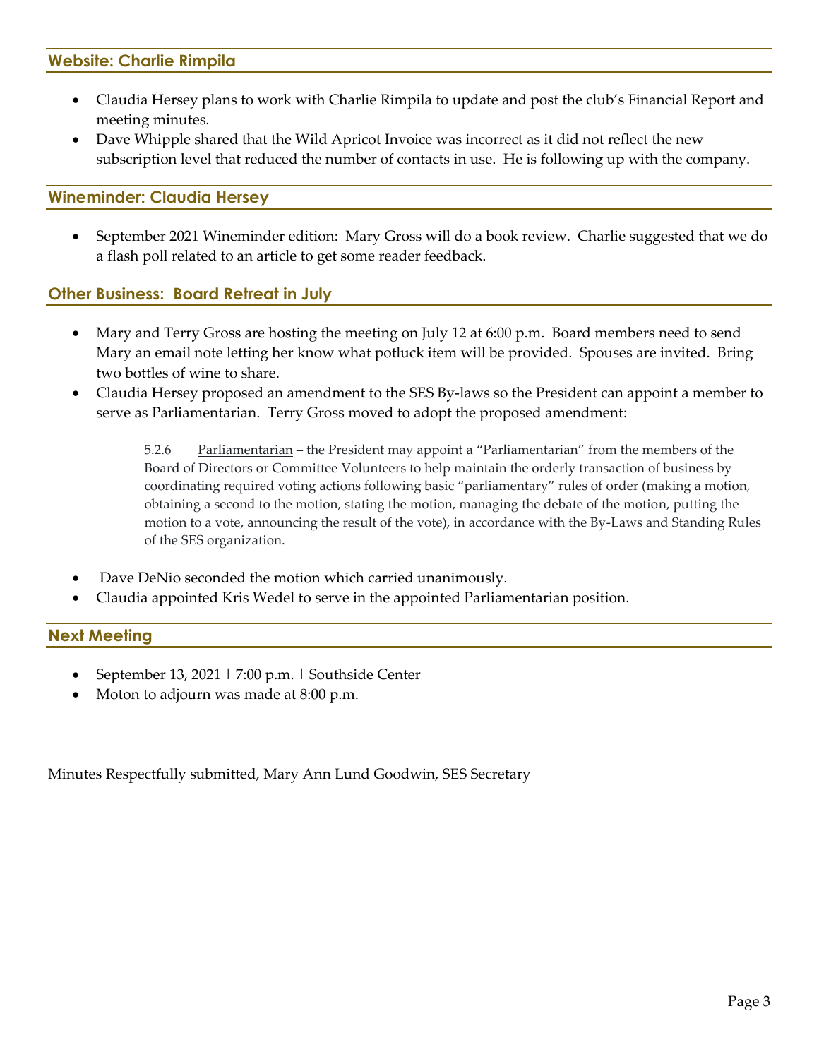## Website: Charlie Rimpila

- Claudia Hersey plans to work with Charlie Rimpila to update and post the club's Financial Report and meeting minutes.
- Dave Whipple shared that the Wild Apricot Invoice was incorrect as it did not reflect the new subscription level that reduced the number of contacts in use. He is following up with the company.

## Wineminder: Claudia Hersey

- September 2021 Wineminder edition: Mary Gross will do a book review. Charlie suggested that we do a flash poll related to an article to get some reader feedback.

## Other Business: Board Retreat in July

- Mary and Terry Gross are hosting the meeting on July 12 at 6:00 p.m. Board members need to send Mary an email note letting her know what potluck item will be provided. Spouses are invited. Bring two bottles of wine to share.
- Claudia Hersey proposed an amendment to the SES By-laws so the President can appoint a member to serve as Parliamentarian. Terry Gross moved to adopt the proposed amendment:

> 5.2.6 Parliamentarian – the President may appoint a "Parliamentarian" from the members of the Board of Directors or Committee Volunteers to help maintain the orderly transaction of business by coordinating required voting actions following basic "parliamentary" rules of order (making a motion, obtaining a second to the motion, stating the motion, managing the debate of the motion, putting the motion to a vote, announcing the result of the vote), in accordance with the By-Laws and Standing Rules of the SES organization.

- Dave DeNio seconded the motion which carried unanimously.
- Claudia appointed Kris Wedel to serve in the appointed Parliamentarian position.

## Next Meeting

- September 13, 2021 | 7:00 p.m. | Southside Center
- Moton to adjourn was made at 8:00 p.m.

Minutes Respectfully submitted, Mary Ann Lund Goodwin, SES Secretary